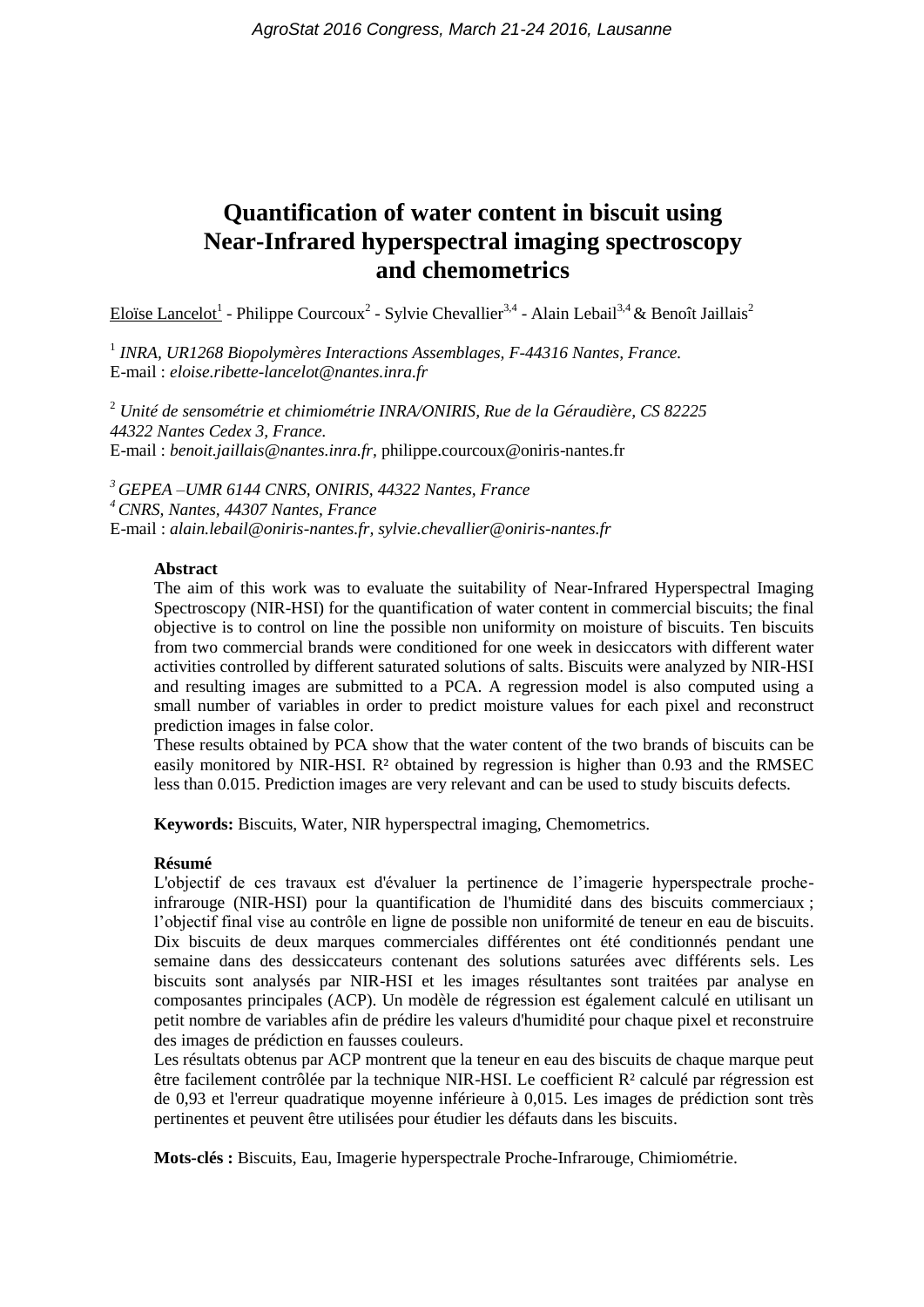# Quantification of water content in biscuit using Near-Infrared hyperspectral imaging spectroscopy and chemometrics

Eloïse Lancelot[1] - Philippe Courcoux[2] - Sylvie Chevallier[3,4] - Alain Lebail[3,4] & Benoît Jaillais[2]

[1] *INRA, UR1268 Biopolymères Interactions Assemblages, F-44316 Nantes, France.*
E-mail : *eloise.ribette-lancelot@nantes.inra.fr*

[2] *Unité de sensométrie et chimiométrie INRA/ONIRIS, Rue de la Géraudière, CS 82225 44322 Nantes Cedex 3, France.*
E-mail : *benoit.jaillais@nantes.inra.fr,* philippe.courcoux@oniris-nantes.fr

[3] *GEPEA –UMR 6144 CNRS, ONIRIS, 44322 Nantes, France*
[4] *CNRS, Nantes, 44307 Nantes, France*
E-mail : *alain.lebail@oniris-nantes.fr, sylvie.chevallier@oniris-nantes.fr*

**Abstract**

The aim of this work was to evaluate the suitability of Near-Infrared Hyperspectral Imaging Spectroscopy (NIR-HSI) for the quantification of water content in commercial biscuits; the final objective is to control on line the possible non uniformity on moisture of biscuits. Ten biscuits from two commercial brands were conditioned for one week in desiccators with different water activities controlled by different saturated solutions of salts. Biscuits were analyzed by NIR-HSI and resulting images are submitted to a PCA. A regression model is also computed using a small number of variables in order to predict moisture values for each pixel and reconstruct prediction images in false color.

These results obtained by PCA show that the water content of the two brands of biscuits can be easily monitored by NIR-HSI. $R^2$ obtained by regression is higher than 0.93 and the RMSEC less than 0.015. Prediction images are very relevant and can be used to study biscuits defects.

**Keywords:** Biscuits, Water, NIR hyperspectral imaging, Chemometrics.

**Résumé**

L'objectif de ces travaux est d'évaluer la pertinence de l'imagerie hyperspectrale proche-infrarouge (NIR-HSI) pour la quantification de l'humidité dans des biscuits commerciaux ; l'objectif final vise au contrôle en ligne de possible non uniformité de teneur en eau de biscuits. Dix biscuits de deux marques commerciales différentes ont été conditionnés pendant une semaine dans des dessiccateurs contenant des solutions saturées avec différents sels. Les biscuits sont analysés par NIR-HSI et les images résultantes sont traitées par analyse en composantes principales (ACP). Un modèle de régression est également calculé en utilisant un petit nombre de variables afin de prédire les valeurs d'humidité pour chaque pixel et reconstruire des images de prédiction en fausses couleurs.

Les résultats obtenus par ACP montrent que la teneur en eau des biscuits de chaque marque peut être facilement contrôlée par la technique NIR-HSI. Le coefficient $R^2$ calculé par régression est de 0,93 et l'erreur quadratique moyenne inférieure à 0,015. Les images de prédiction sont très pertinentes et peuvent être utilisées pour étudier les défauts dans les biscuits.

**Mots-clés :** Biscuits, Eau, Imagerie hyperspectrale Proche-Infrarouge, Chimiométrie.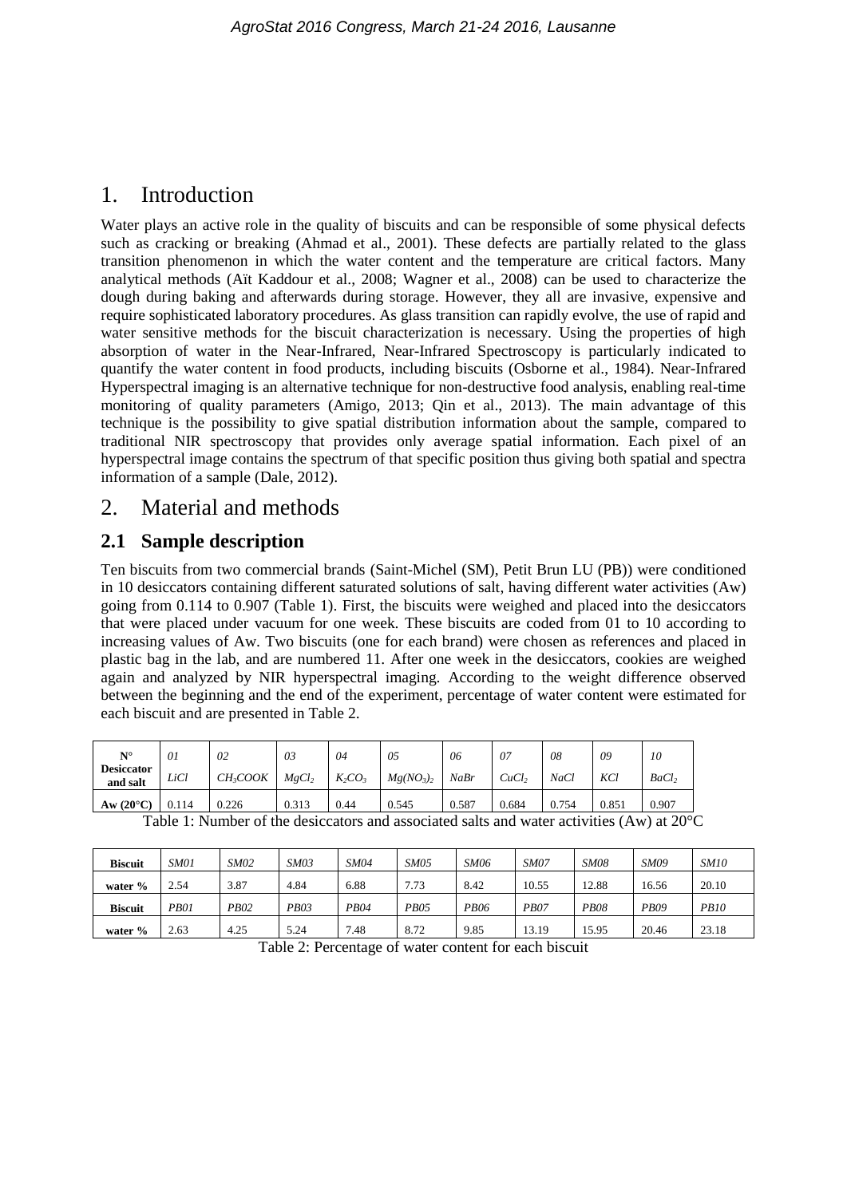# 1. Introduction

Water plays an active role in the quality of biscuits and can be responsible of some physical defects such as cracking or breaking (Ahmad et al., 2001). These defects are partially related to the glass transition phenomenon in which the water content and the temperature are critical factors. Many analytical methods (Aït Kaddour et al., 2008; Wagner et al., 2008) can be used to characterize the dough during baking and afterwards during storage. However, they all are invasive, expensive and require sophisticated laboratory procedures. As glass transition can rapidly evolve, the use of rapid and water sensitive methods for the biscuit characterization is necessary. Using the properties of high absorption of water in the Near-Infrared, Near-Infrared Spectroscopy is particularly indicated to quantify the water content in food products, including biscuits (Osborne et al., 1984). Near-Infrared Hyperspectral imaging is an alternative technique for non-destructive food analysis, enabling real-time monitoring of quality parameters (Amigo, 2013; Qin et al., 2013). The main advantage of this technique is the possibility to give spatial distribution information about the sample, compared to traditional NIR spectroscopy that provides only average spatial information. Each pixel of an hyperspectral image contains the spectrum of that specific position thus giving both spatial and spectra information of a sample (Dale, 2012).

# 2. Material and methods

## 2.1 Sample description

Ten biscuits from two commercial brands (Saint-Michel (SM), Petit Brun LU (PB)) were conditioned in 10 desiccators containing different saturated solutions of salt, having different water activities (Aw) going from 0.114 to 0.907 (Table 1). First, the biscuits were weighed and placed into the desiccators that were placed under vacuum for one week. These biscuits are coded from 01 to 10 according to increasing values of Aw. Two biscuits (one for each brand) were chosen as references and placed in plastic bag in the lab, and are numbered 11. After one week in the desiccators, cookies are weighed again and analyzed by NIR hyperspectral imaging. According to the weight difference observed between the beginning and the end of the experiment, percentage of water content were estimated for each biscuit and are presented in Table 2.

| **N° Desiccator and salt** | *01* *LiCl* | *02* $CH_3COOK$ | *03* $MgCl_2$ | *04* $K_2CO_3$ | *05* $Mg(NO_3)_2$ | *06* *NaBr* | *07* $CuCl_2$ | *08* *NaCl* | *09* *KCl* | *10* $BaCl_2$ |
|---|---|---|---|---|---|---|---|---|---|---|
| **Aw (20°C)** | 0.114 | 0.226 | 0.313 | 0.44 | 0.545 | 0.587 | 0.684 | 0.754 | 0.851 | 0.907 |

Table 1: Number of the desiccators and associated salts and water activities (Aw) at 20°C

| **Biscuit** | *SM01* | *SM02* | *SM03* | *SM04* | *SM05* | *SM06* | *SM07* | *SM08* | *SM09* | *SM10* |
|---|---|---|---|---|---|---|---|---|---|---|
| **water %** | 2.54 | 3.87 | 4.84 | 6.88 | 7.73 | 8.42 | 10.55 | 12.88 | 16.56 | 20.10 |
| **Biscuit** | *PB01* | *PB02* | *PB03* | *PB04* | *PB05* | *PB06* | *PB07* | *PB08* | *PB09* | *PB10* |
| **water %** | 2.63 | 4.25 | 5.24 | 7.48 | 8.72 | 9.85 | 13.19 | 15.95 | 20.46 | 23.18 |

Table 2: Percentage of water content for each biscuit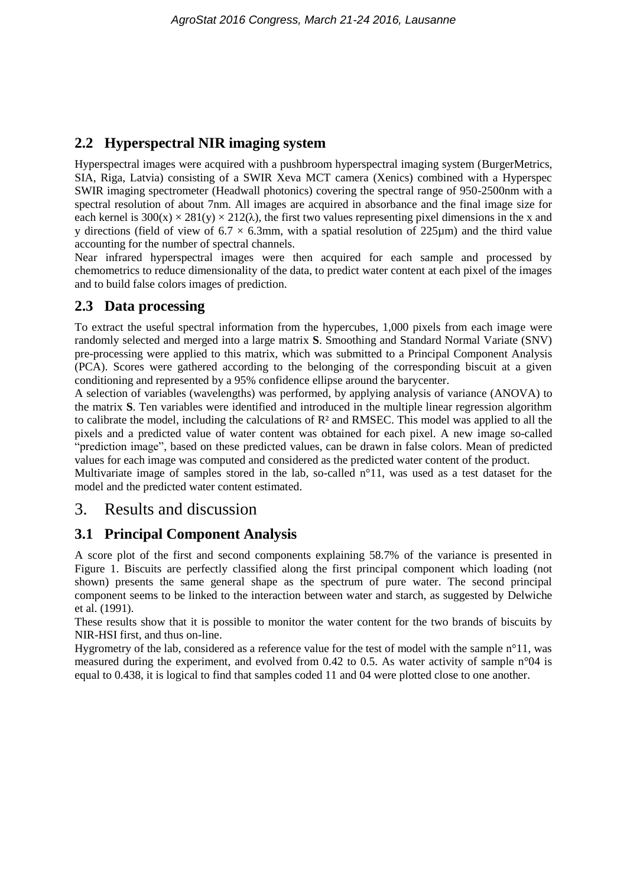## 2.2 Hyperspectral NIR imaging system

Hyperspectral images were acquired with a pushbroom hyperspectral imaging system (BurgerMetrics, SIA, Riga, Latvia) consisting of a SWIR Xeva MCT camera (Xenics) combined with a Hyperspec SWIR imaging spectrometer (Headwall photonics) covering the spectral range of 950-2500nm with a spectral resolution of about 7nm. All images are acquired in absorbance and the final image size for each kernel is $300(x) \times 281(y) \times 212(\lambda)$, the first two values representing pixel dimensions in the x and y directions (field of view of $6.7 \times 6.3$mm, with a spatial resolution of 225µm) and the third value accounting for the number of spectral channels.

Near infrared hyperspectral images were then acquired for each sample and processed by chemometrics to reduce dimensionality of the data, to predict water content at each pixel of the images and to build false colors images of prediction.

## 2.3 Data processing

To extract the useful spectral information from the hypercubes, 1,000 pixels from each image were randomly selected and merged into a large matrix **S**. Smoothing and Standard Normal Variate (SNV) pre-processing were applied to this matrix, which was submitted to a Principal Component Analysis (PCA). Scores were gathered according to the belonging of the corresponding biscuit at a given conditioning and represented by a 95% confidence ellipse around the barycenter.

A selection of variables (wavelengths) was performed, by applying analysis of variance (ANOVA) to the matrix **S**. Ten variables were identified and introduced in the multiple linear regression algorithm to calibrate the model, including the calculations of $R^2$ and RMSEC. This model was applied to all the pixels and a predicted value of water content was obtained for each pixel. A new image so-called "prediction image", based on these predicted values, can be drawn in false colors. Mean of predicted values for each image was computed and considered as the predicted water content of the product.

Multivariate image of samples stored in the lab, so-called n°11, was used as a test dataset for the model and the predicted water content estimated.

# 3. Results and discussion

## 3.1 Principal Component Analysis

A score plot of the first and second components explaining 58.7% of the variance is presented in Figure 1. Biscuits are perfectly classified along the first principal component which loading (not shown) presents the same general shape as the spectrum of pure water. The second principal component seems to be linked to the interaction between water and starch, as suggested by Delwiche et al. (1991).

These results show that it is possible to monitor the water content for the two brands of biscuits by NIR-HSI first, and thus on-line.

Hygrometry of the lab, considered as a reference value for the test of model with the sample n°11, was measured during the experiment, and evolved from 0.42 to 0.5. As water activity of sample n°04 is equal to 0.438, it is logical to find that samples coded 11 and 04 were plotted close to one another.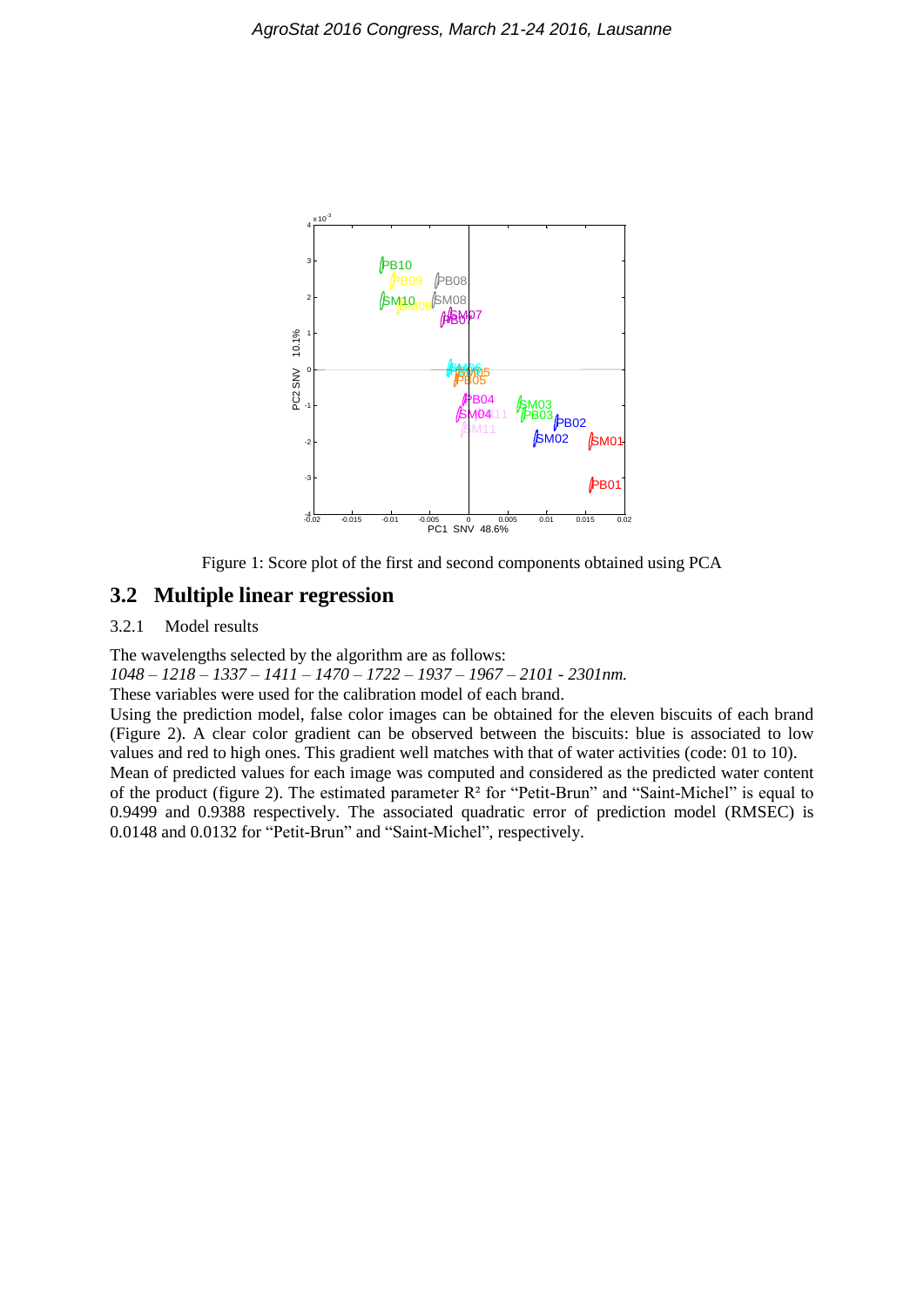Figure 1: Score plot of the first and second components obtained using PCA

## 3.2 Multiple linear regression

### 3.2.1 Model results

The wavelengths selected by the algorithm are as follows:

*1048 – 1218 – 1337 – 1411 – 1470 – 1722 – 1937 – 1967 – 2101 - 2301nm.*

These variables were used for the calibration model of each brand.

Using the prediction model, false color images can be obtained for the eleven biscuits of each brand (Figure 2). A clear color gradient can be observed between the biscuits: blue is associated to low values and red to high ones. This gradient well matches with that of water activities (code: 01 to 10).

Mean of predicted values for each image was computed and considered as the predicted water content of the product (figure 2). The estimated parameter $R^2$ for "Petit-Brun" and "Saint-Michel" is equal to 0.9499 and 0.9388 respectively. The associated quadratic error of prediction model (RMSEC) is 0.0148 and 0.0132 for "Petit-Brun" and "Saint-Michel", respectively.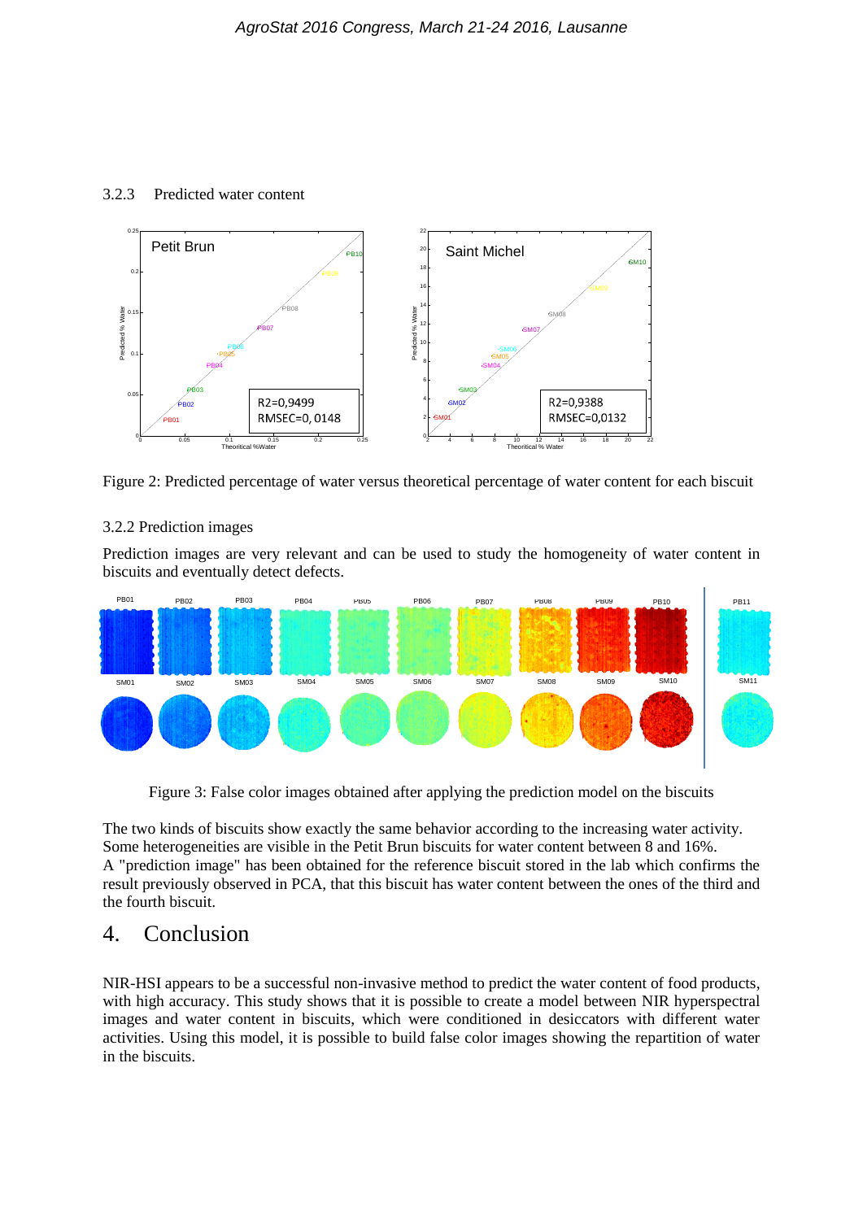### 3.2.3 Predicted water content

Figure 2: Predicted percentage of water versus theoretical percentage of water content for each biscuit

### 3.2.2 Prediction images

Prediction images are very relevant and can be used to study the homogeneity of water content in biscuits and eventually detect defects.

Figure 3: False color images obtained after applying the prediction model on the biscuits

The two kinds of biscuits show exactly the same behavior according to the increasing water activity. Some heterogeneities are visible in the Petit Brun biscuits for water content between 8 and 16%.
A "prediction image" has been obtained for the reference biscuit stored in the lab which confirms the result previously observed in PCA, that this biscuit has water content between the ones of the third and the fourth biscuit.

## 4. Conclusion

NIR-HSI appears to be a successful non-invasive method to predict the water content of food products, with high accuracy. This study shows that it is possible to create a model between NIR hyperspectral images and water content in biscuits, which were conditioned in desiccators with different water activities. Using this model, it is possible to build false color images showing the repartition of water in the biscuits.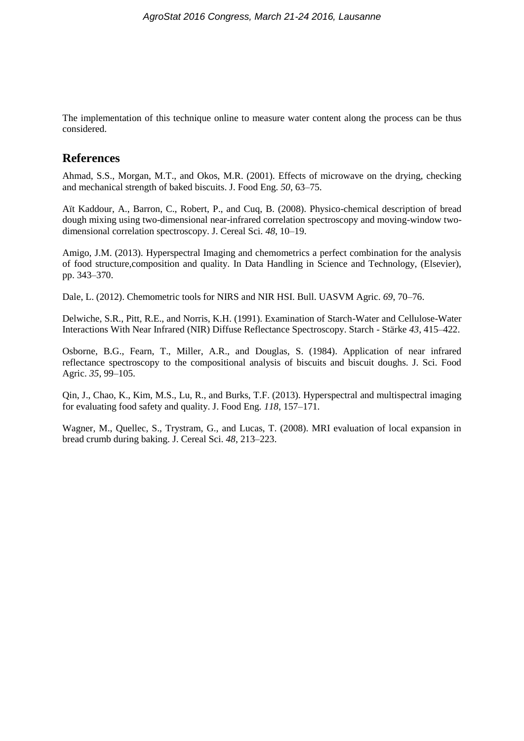The implementation of this technique online to measure water content along the process can be thus considered.

## References

Ahmad, S.S., Morgan, M.T., and Okos, M.R. (2001). Effects of microwave on the drying, checking and mechanical strength of baked biscuits. J. Food Eng. *50*, 63–75.

Aït Kaddour, A., Barron, C., Robert, P., and Cuq, B. (2008). Physico-chemical description of bread dough mixing using two-dimensional near-infrared correlation spectroscopy and moving-window two-dimensional correlation spectroscopy. J. Cereal Sci. *48*, 10–19.

Amigo, J.M. (2013). Hyperspectral Imaging and chemometrics a perfect combination for the analysis of food structure,composition and quality. In Data Handling in Science and Technology, (Elsevier), pp. 343–370.

Dale, L. (2012). Chemometric tools for NIRS and NIR HSI. Bull. UASVM Agric. *69*, 70–76.

Delwiche, S.R., Pitt, R.E., and Norris, K.H. (1991). Examination of Starch-Water and Cellulose-Water Interactions With Near Infrared (NIR) Diffuse Reflectance Spectroscopy. Starch - Stärke *43*, 415–422.

Osborne, B.G., Fearn, T., Miller, A.R., and Douglas, S. (1984). Application of near infrared reflectance spectroscopy to the compositional analysis of biscuits and biscuit doughs. J. Sci. Food Agric. *35*, 99–105.

Qin, J., Chao, K., Kim, M.S., Lu, R., and Burks, T.F. (2013). Hyperspectral and multispectral imaging for evaluating food safety and quality. J. Food Eng. *118*, 157–171.

Wagner, M., Quellec, S., Trystram, G., and Lucas, T. (2008). MRI evaluation of local expansion in bread crumb during baking. J. Cereal Sci. *48*, 213–223.